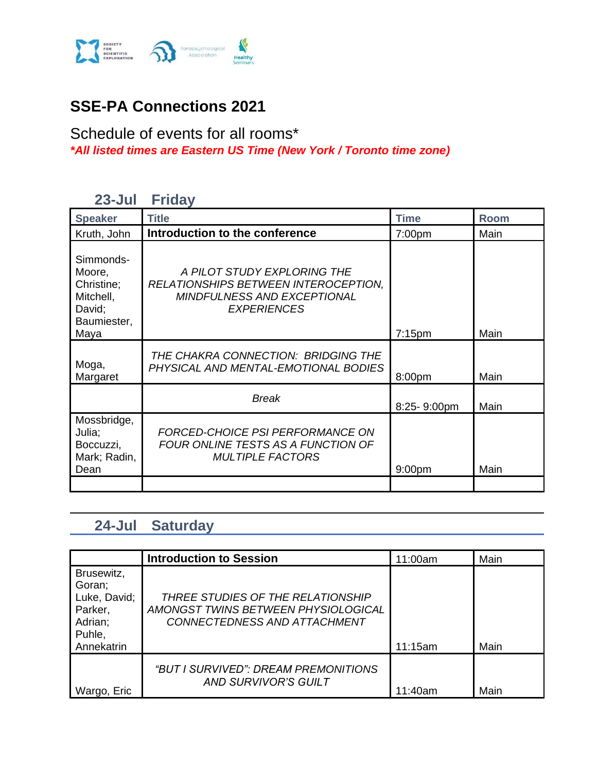# SSE-PA Connections 2021

Schedule of events for all rooms*

***All listed times are Eastern US Time (New York / Toronto time zone)***

## 23-Jul Friday

| Speaker | Title | Time | Room |
| --- | --- | --- | --- |
| Kruth, John | **Introduction to the conference** | 7:00pm | Main |
| Simmonds-Moore, Christine; Mitchell, David; Baumiester, Maya | *A PILOT STUDY EXPLORING THE RELATIONSHIPS BETWEEN INTEROCEPTION, MINDFULNESS AND EXCEPTIONAL EXPERIENCES* | 7:15pm | Main |
| Moga, Margaret | *THE CHAKRA CONNECTION: BRIDGING THE PHYSICAL AND MENTAL-EMOTIONAL BODIES* | 8:00pm | Main |
| | *Break* | 8:25- 9:00pm | Main |
| Mossbridge, Julia; Boccuzzi, Mark; Radin, Dean | *FORCED-CHOICE PSI PERFORMANCE ON FOUR ONLINE TESTS AS A FUNCTION OF MULTIPLE FACTORS* | 9:00pm | Main |
| | | | |

## 24-Jul Saturday

| | **Introduction to Session** | 11:00am | Main |
| --- | --- | --- | --- |
| Brusewitz, Goran; Luke, David; Parker, Adrian; Puhle, Annekatrin | *THREE STUDIES OF THE RELATIONSHIP AMONGST TWINS BETWEEN PHYSIOLOGICAL CONNECTEDNESS AND ATTACHMENT* | 11:15am | Main |
| Wargo, Eric | *"BUT I SURVIVED": DREAM PREMONITIONS AND SURVIVOR'S GUILT* | 11:40am | Main |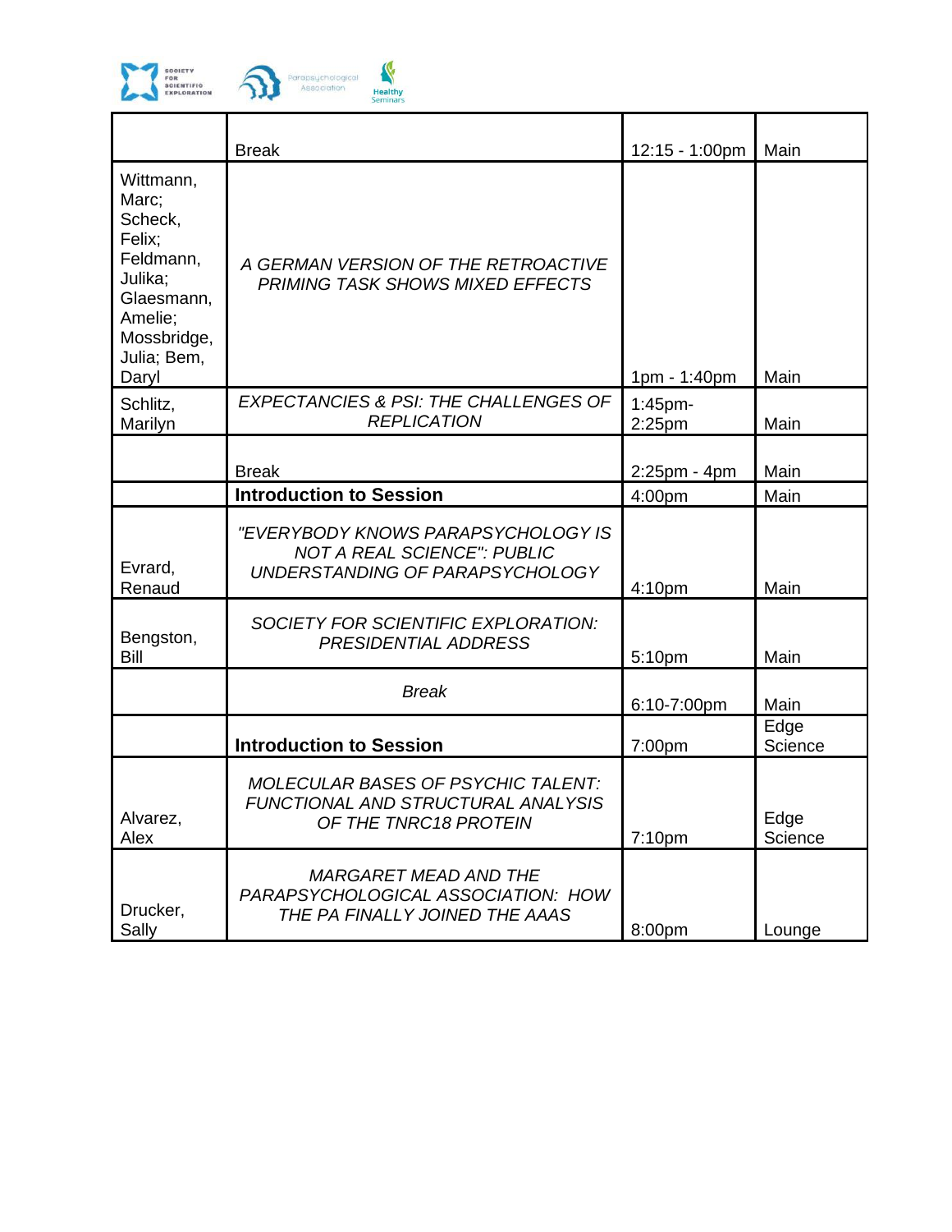| | Break | 12:15 - 1:00pm | Main |
|---|---|---|---|
| Wittmann, Marc; Scheck, Felix; Feldmann, Julika; Glaesmann, Amelie; Mossbridge, Julia; Bem, Daryl | *A GERMAN VERSION OF THE RETROACTIVE PRIMING TASK SHOWS MIXED EFFECTS* | 1pm - 1:40pm | Main |
| Schlitz, Marilyn | *EXPECTANCIES & PSI: THE CHALLENGES OF REPLICATION* | 1:45pm-2:25pm | Main |
| | Break | 2:25pm - 4pm | Main |
| | **Introduction to Session** | 4:00pm | Main |
| Evrard, Renaud | *"EVERYBODY KNOWS PARAPSYCHOLOGY IS NOT A REAL SCIENCE": PUBLIC UNDERSTANDING OF PARAPSYCHOLOGY* | 4:10pm | Main |
| Bengston, Bill | *SOCIETY FOR SCIENTIFIC EXPLORATION: PRESIDENTIAL ADDRESS* | 5:10pm | Main |
| | *Break* | 6:10-7:00pm | Main |
| | **Introduction to Session** | 7:00pm | Edge Science |
| Alvarez, Alex | *MOLECULAR BASES OF PSYCHIC TALENT: FUNCTIONAL AND STRUCTURAL ANALYSIS OF THE TNRC18 PROTEIN* | 7:10pm | Edge Science |
| Drucker, Sally | *MARGARET MEAD AND THE PARAPSYCHOLOGICAL ASSOCIATION: HOW THE PA FINALLY JOINED THE AAAS* | 8:00pm | Lounge |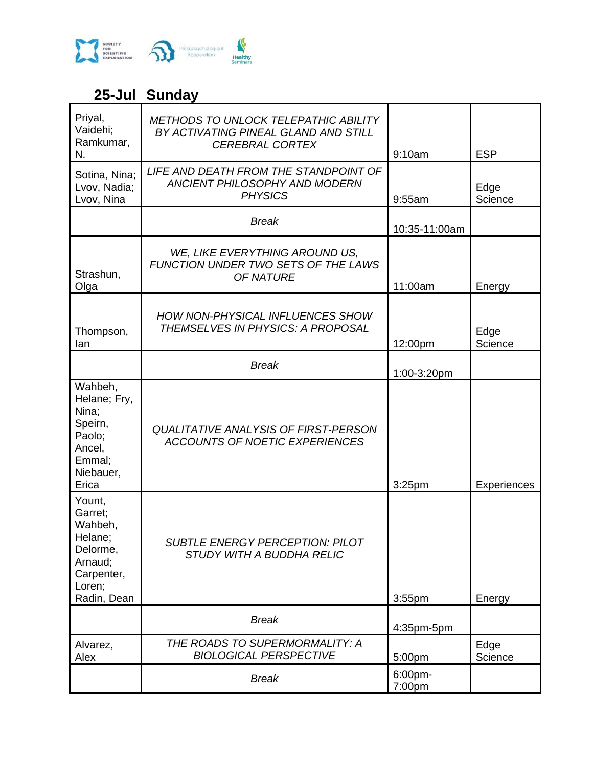## 25-Jul Sunday

| | | | |
|---|---|---|---|
| Priyal, Vaidehi; Ramkumar, N. | *METHODS TO UNLOCK TELEPATHIC ABILITY BY ACTIVATING PINEAL GLAND AND STILL CEREBRAL CORTEX* | 9:10am | ESP |
| Sotina, Nina; Lvov, Nadia; Lvov, Nina | *LIFE AND DEATH FROM THE STANDPOINT OF ANCIENT PHILOSOPHY AND MODERN PHYSICS* | 9:55am | Edge Science |
| | *Break* | 10:35-11:00am | |
| Strashun, Olga | *WE, LIKE EVERYTHING AROUND US, FUNCTION UNDER TWO SETS OF THE LAWS OF NATURE* | 11:00am | Energy |
| Thompson, Ian | *HOW NON-PHYSICAL INFLUENCES SHOW THEMSELVES IN PHYSICS: A PROPOSAL* | 12:00pm | Edge Science |
| | *Break* | 1:00-3:20pm | |
| Wahbeh, Helane; Fry, Nina; Speirn, Paolo; Ancel, Emmal; Niebauer, Erica | *QUALITATIVE ANALYSIS OF FIRST-PERSON ACCOUNTS OF NOETIC EXPERIENCES* | 3:25pm | Experiences |
| Yount, Garret; Wahbeh, Helane; Delorme, Arnaud; Carpenter, Loren; Radin, Dean | *SUBTLE ENERGY PERCEPTION: PILOT STUDY WITH A BUDDHA RELIC* | 3:55pm | Energy |
| | *Break* | 4:35pm-5pm | |
| Alvarez, Alex | *THE ROADS TO SUPERMORMALITY: A BIOLOGICAL PERSPECTIVE* | 5:00pm | Edge Science |
| | *Break* | 6:00pm-7:00pm | |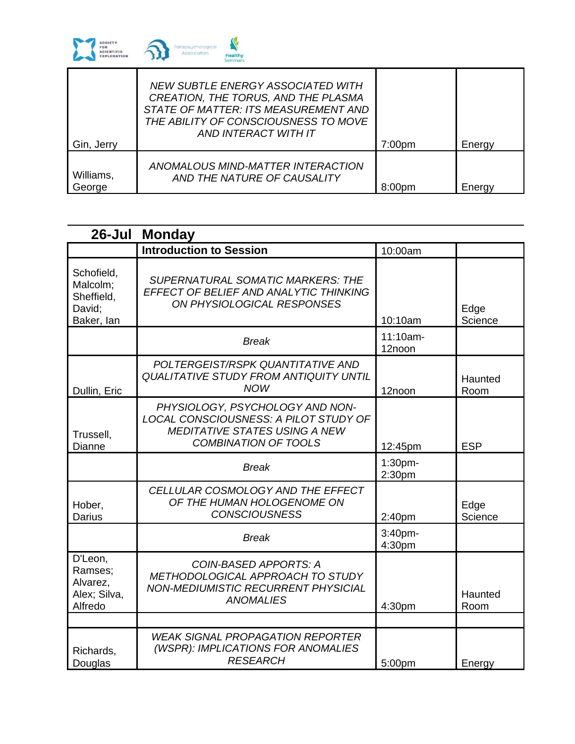| | | | |
|---|---|---|---|
| Gin, Jerry | *NEW SUBTLE ENERGY ASSOCIATED WITH CREATION, THE TORUS, AND THE PLASMA STATE OF MATTER: ITS MEASUREMENT AND THE ABILITY OF CONSCIOUSNESS TO MOVE AND INTERACT WITH IT* | 7:00pm | Energy |
| Williams, George | *ANOMALOUS MIND-MATTER INTERACTION AND THE NATURE OF CAUSALITY* | 8:00pm | Energy |

## 26-Jul Monday

| | | | |
|---|---|---|---|
| | **Introduction to Session** | 10:00am | |
| Schofield, Malcolm; Sheffield, David; Baker, Ian | *SUPERNATURAL SOMATIC MARKERS: THE EFFECT OF BELIEF AND ANALYTIC THINKING ON PHYSIOLOGICAL RESPONSES* | 10:10am | Edge Science |
| | *Break* | 11:10am-12noon | |
| Dullin, Eric | *POLTERGEIST/RSPK QUANTITATIVE AND QUALITATIVE STUDY FROM ANTIQUITY UNTIL NOW* | 12noon | Haunted Room |
| Trussell, Dianne | *PHYSIOLOGY, PSYCHOLOGY AND NON-LOCAL CONSCIOUSNESS: A PILOT STUDY OF MEDITATIVE STATES USING A NEW COMBINATION OF TOOLS* | 12:45pm | ESP |
| | *Break* | 1:30pm-2:30pm | |
| Hober, Darius | *CELLULAR COSMOLOGY AND THE EFFECT OF THE HUMAN HOLOGENOME ON CONSCIOUSNESS* | 2:40pm | Edge Science |
| | *Break* | 3:40pm-4:30pm | |
| D'Leon, Ramses; Alvarez, Alex; Silva, Alfredo | *COIN-BASED APPORTS: A METHODOLOGICAL APPROACH TO STUDY NON-MEDIUMISTIC RECURRENT PHYSICIAL ANOMALIES* | 4:30pm | Haunted Room |
| | | | |
| Richards, Douglas | *WEAK SIGNAL PROPAGATION REPORTER (WSPR): IMPLICATIONS FOR ANOMALIES RESEARCH* | 5:00pm | Energy |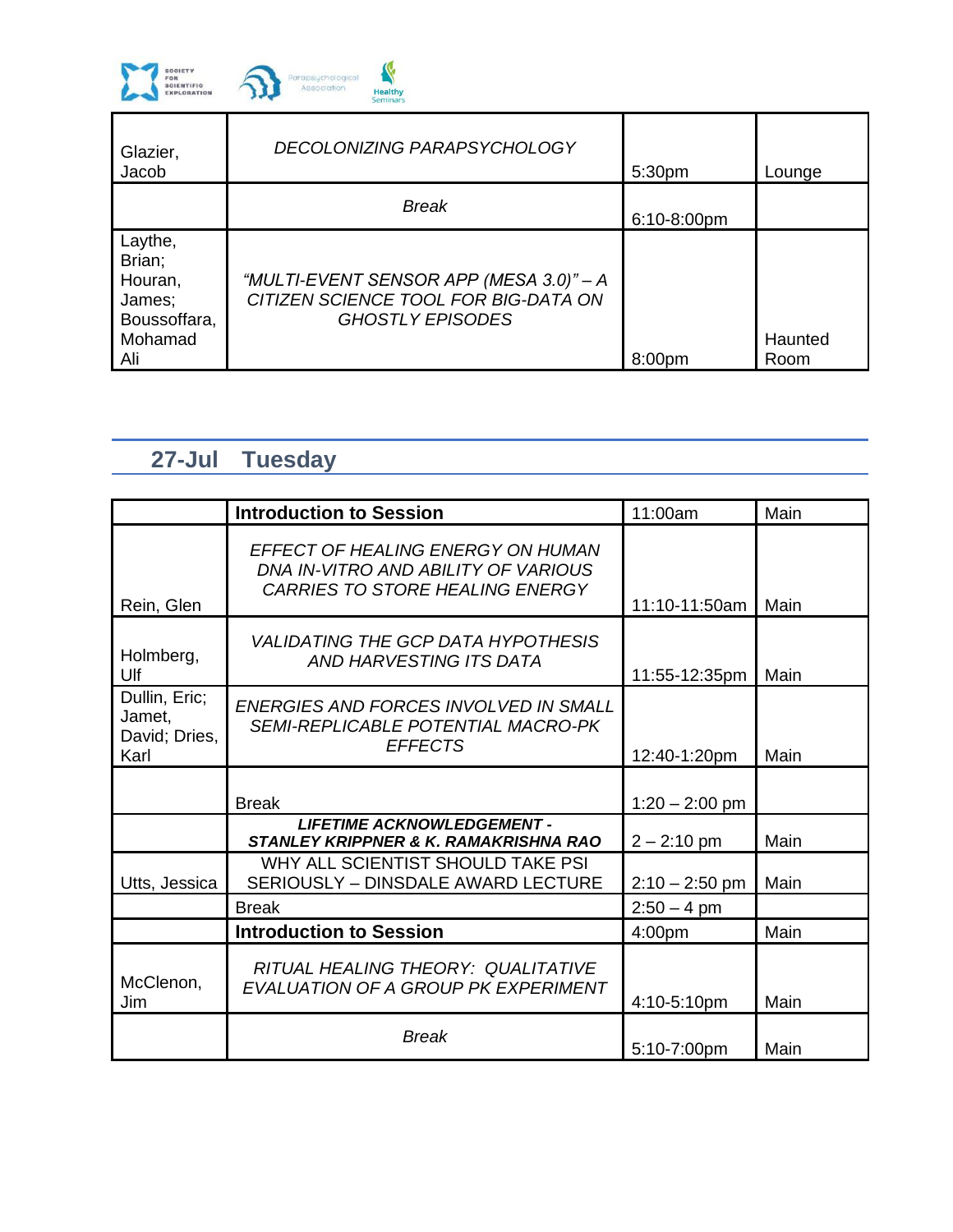| | | | |
|---|---|---|---|
| Glazier, Jacob | *DECOLONIZING PARAPSYCHOLOGY* | 5:30pm | Lounge |
| | *Break* | 6:10-8:00pm | |
| Laythe, Brian; Houran, James; Boussoffara, Mohamad Ali | *"MULTI-EVENT SENSOR APP (MESA 3.0)" – A CITIZEN SCIENCE TOOL FOR BIG-DATA ON GHOSTLY EPISODES* | 8:00pm | Haunted Room |

## 27-Jul Tuesday

| | | | |
|---|---|---|---|
| | **Introduction to Session** | 11:00am | Main |
| Rein, Glen | *EFFECT OF HEALING ENERGY ON HUMAN DNA IN-VITRO AND ABILITY OF VARIOUS CARRIES TO STORE HEALING ENERGY* | 11:10-11:50am | Main |
| Holmberg, Ulf | *VALIDATING THE GCP DATA HYPOTHESIS AND HARVESTING ITS DATA* | 11:55-12:35pm | Main |
| Dullin, Eric; Jamet, David; Dries, Karl | *ENERGIES AND FORCES INVOLVED IN SMALL SEMI-REPLICABLE POTENTIAL MACRO-PK EFFECTS* | 12:40-1:20pm | Main |
| | Break | 1:20 – 2:00 pm | |
| | ***LIFETIME ACKNOWLEDGEMENT - STANLEY KRIPPNER & K. RAMAKRISHNA RAO*** | 2 – 2:10 pm | Main |
| Utts, Jessica | WHY ALL SCIENTIST SHOULD TAKE PSI SERIOUSLY – DINSDALE AWARD LECTURE | 2:10 – 2:50 pm | Main |
| | Break | 2:50 – 4 pm | |
| | **Introduction to Session** | 4:00pm | Main |
| McClenon, Jim | *RITUAL HEALING THEORY: QUALITATIVE EVALUATION OF A GROUP PK EXPERIMENT* | 4:10-5:10pm | Main |
| | *Break* | 5:10-7:00pm | Main |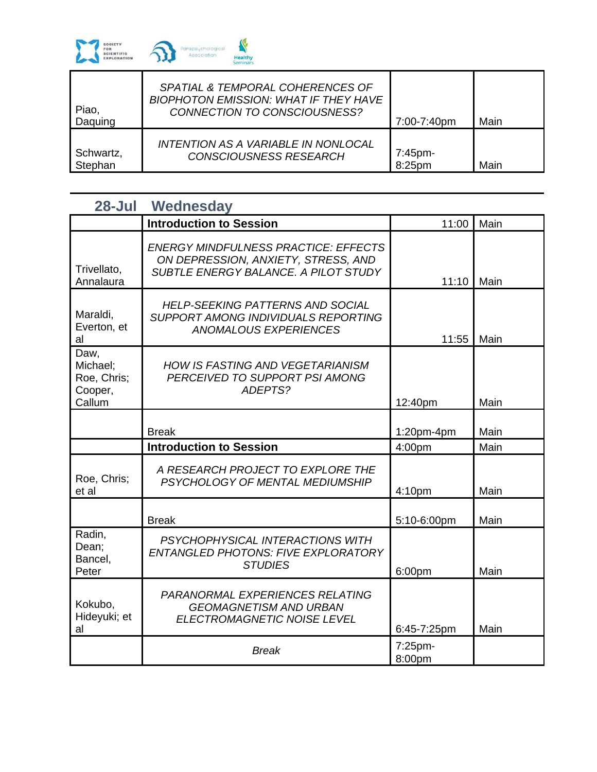| | | | |
|---|---|---|---|
| Piao, Daquing | *SPATIAL & TEMPORAL COHERENCES OF BIOPHOTON EMISSION: WHAT IF THEY HAVE CONNECTION TO CONSCIOUSNESS?* | 7:00-7:40pm | Main |
| Schwartz, Stephan | *INTENTION AS A VARIABLE IN NONLOCAL CONSCIOUSNESS RESEARCH* | 7:45pm-8:25pm | Main |

## 28-Jul Wednesday

| | | | |
|---|---|---|---|
| | **Introduction to Session** | 11:00 | Main |
| Trivellato, Annalaura | *ENERGY MINDFULNESS PRACTICE: EFFECTS ON DEPRESSION, ANXIETY, STRESS, AND SUBTLE ENERGY BALANCE. A PILOT STUDY* | 11:10 | Main |
| Maraldi, Everton, et al | *HELP-SEEKING PATTERNS AND SOCIAL SUPPORT AMONG INDIVIDUALS REPORTING ANOMALOUS EXPERIENCES* | 11:55 | Main |
| Daw, Michael; Roe, Chris; Cooper, Callum | *HOW IS FASTING AND VEGETARIANISM PERCEIVED TO SUPPORT PSI AMONG ADEPTS?* | 12:40pm | Main |
| | Break | 1:20pm-4pm | Main |
| | **Introduction to Session** | 4:00pm | Main |
| Roe, Chris; et al | *A RESEARCH PROJECT TO EXPLORE THE PSYCHOLOGY OF MENTAL MEDIUMSHIP* | 4:10pm | Main |
| | Break | 5:10-6:00pm | Main |
| Radin, Dean; Bancel, Peter | *PSYCHOPHYSICAL INTERACTIONS WITH ENTANGLED PHOTONS: FIVE EXPLORATORY STUDIES* | 6:00pm | Main |
| Kokubo, Hideyuki; et al | *PARANORMAL EXPERIENCES RELATING GEOMAGNETISM AND URBAN ELECTROMAGNETIC NOISE LEVEL* | 6:45-7:25pm | Main |
| | *Break* | 7:25pm-8:00pm | |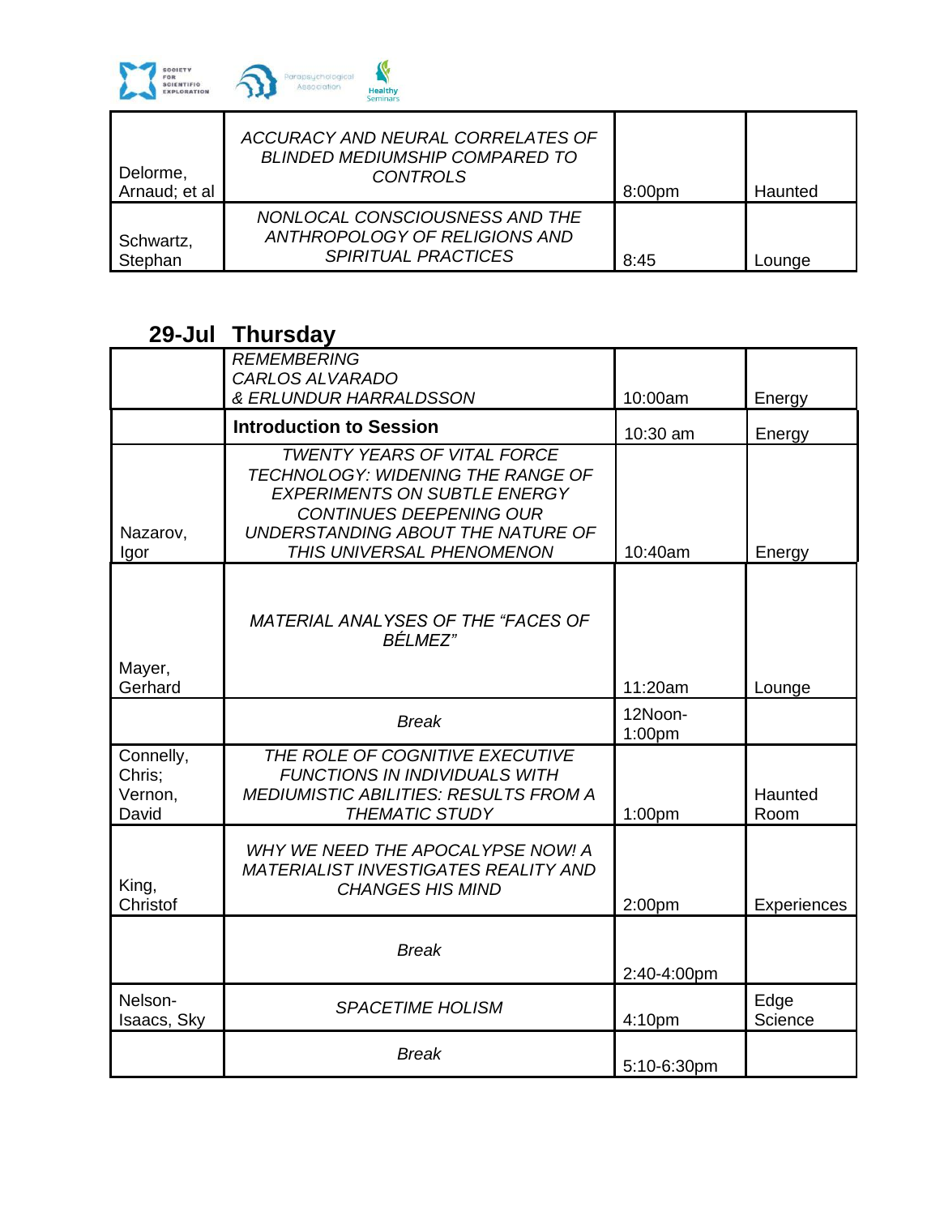| Delorme, Arnaud; et al | *ACCURACY AND NEURAL CORRELATES OF BLINDED MEDIUMSHIP COMPARED TO CONTROLS* | 8:00pm | Haunted |
|---|---|---|---|
| Schwartz, Stephan | *NONLOCAL CONSCIOUSNESS AND THE ANTHROPOLOGY OF RELIGIONS AND SPIRITUAL PRACTICES* | 8:45 | Lounge |

## 29-Jul Thursday

| | | | |
|---|---|---|---|
| | *REMEMBERING CARLOS ALVARADO & ERLUNDUR HARRALDSSON* | 10:00am | Energy |
| | **Introduction to Session** | 10:30 am | Energy |
| Nazarov, Igor | *TWENTY YEARS OF VITAL FORCE TECHNOLOGY: WIDENING THE RANGE OF EXPERIMENTS ON SUBTLE ENERGY CONTINUES DEEPENING OUR UNDERSTANDING ABOUT THE NATURE OF THIS UNIVERSAL PHENOMENON* | 10:40am | Energy |
| Mayer, Gerhard | *MATERIAL ANALYSES OF THE "FACES OF BÉLMEZ"* | 11:20am | Lounge |
| | *Break* | 12Noon-1:00pm | |
| Connelly, Chris; Vernon, David | *THE ROLE OF COGNITIVE EXECUTIVE FUNCTIONS IN INDIVIDUALS WITH MEDIUMISTIC ABILITIES: RESULTS FROM A THEMATIC STUDY* | 1:00pm | Haunted Room |
| King, Christof | *WHY WE NEED THE APOCALYPSE NOW! A MATERIALIST INVESTIGATES REALITY AND CHANGES HIS MIND* | 2:00pm | Experiences |
| | *Break* | 2:40-4:00pm | |
| Nelson-Isaacs, Sky | *SPACETIME HOLISM* | 4:10pm | Edge Science |
| | *Break* | 5:10-6:30pm | |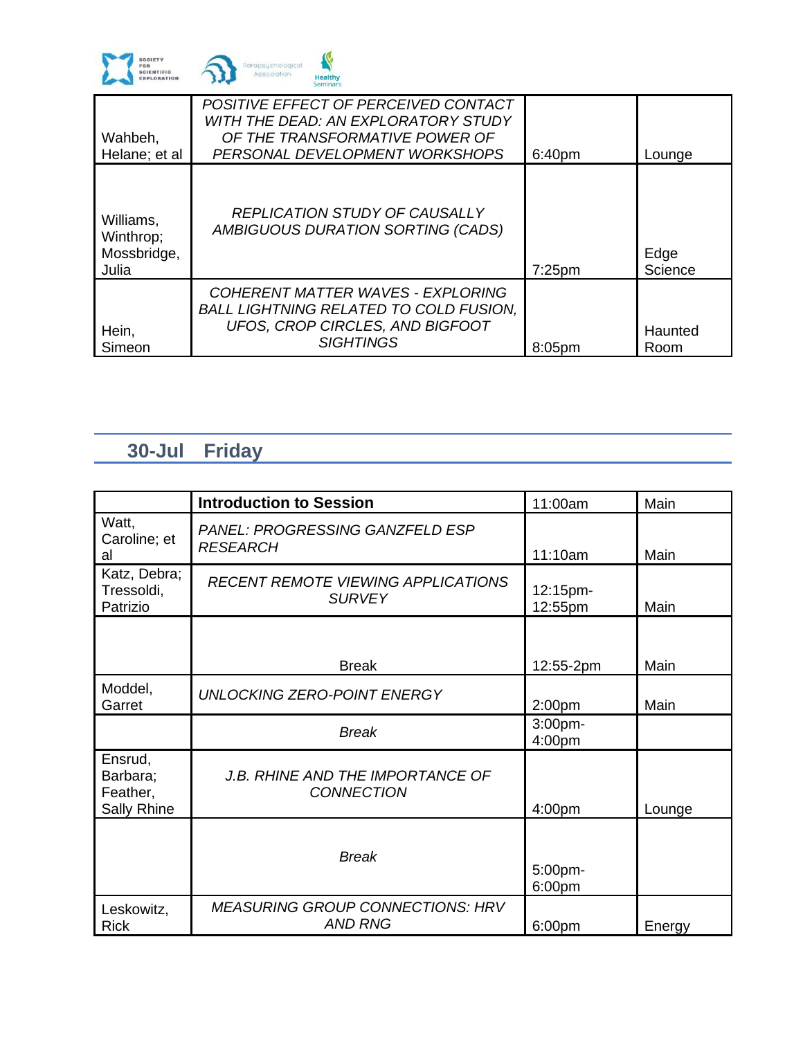| | | | |
|---|---|---|---|
| Wahbeh, Helane; et al | *POSITIVE EFFECT OF PERCEIVED CONTACT WITH THE DEAD: AN EXPLORATORY STUDY OF THE TRANSFORMATIVE POWER OF PERSONAL DEVELOPMENT WORKSHOPS* | 6:40pm | Lounge |
| Williams, Winthrop; Mossbridge, Julia | *REPLICATION STUDY OF CAUSALLY AMBIGUOUS DURATION SORTING (CADS)* | 7:25pm | Edge Science |
| Hein, Simeon | *COHERENT MATTER WAVES - EXPLORING BALL LIGHTNING RELATED TO COLD FUSION, UFOS, CROP CIRCLES, AND BIGFOOT SIGHTINGS* | 8:05pm | Haunted Room |

## 30-Jul Friday

| | **Introduction to Session** | 11:00am | Main |
|---|---|---|---|
| Watt, Caroline; et al | *PANEL: PROGRESSING GANZFELD ESP RESEARCH* | 11:10am | Main |
| Katz, Debra; Tressoldi, Patrizio | *RECENT REMOTE VIEWING APPLICATIONS SURVEY* | 12:15pm-12:55pm | Main |
| | Break | 12:55-2pm | Main |
| Moddel, Garret | *UNLOCKING ZERO-POINT ENERGY* | 2:00pm | Main |
| | *Break* | 3:00pm-4:00pm | |
| Ensrud, Barbara; Feather, Sally Rhine | *J.B. RHINE AND THE IMPORTANCE OF CONNECTION* | 4:00pm | Lounge |
| | *Break* | 5:00pm-6:00pm | |
| Leskowitz, Rick | *MEASURING GROUP CONNECTIONS: HRV AND RNG* | 6:00pm | Energy |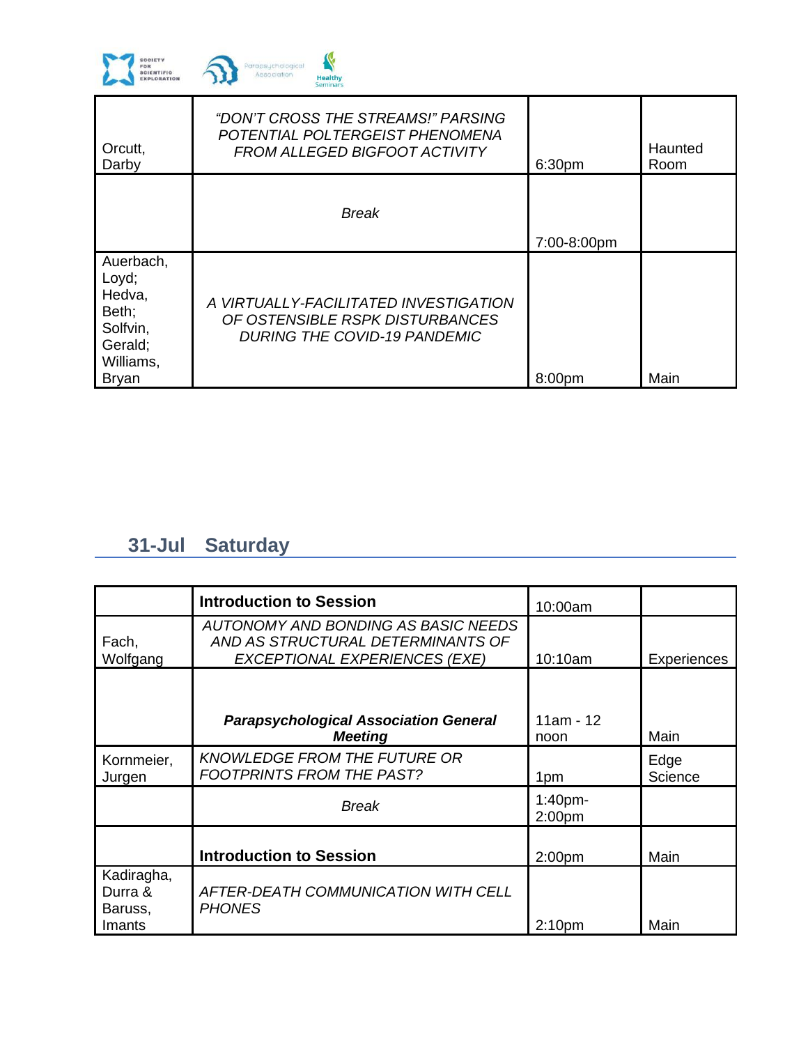| | | | |
|---|---|---|---|
| Orcutt, Darby | *"DON'T CROSS THE STREAMS!" PARSING POTENTIAL POLTERGEIST PHENOMENA FROM ALLEGED BIGFOOT ACTIVITY* | 6:30pm | Haunted Room |
| | *Break* | 7:00-8:00pm | |
| Auerbach, Loyd; Hedva, Beth; Solfvin, Gerald; Williams, Bryan | *A VIRTUALLY-FACILITATED INVESTIGATION OF OSTENSIBLE RSPK DISTURBANCES DURING THE COVID-19 PANDEMIC* | 8:00pm | Main |

## 31-Jul Saturday

| | | | |
|---|---|---|---|
| | **Introduction to Session** | 10:00am | |
| Fach, Wolfgang | *AUTONOMY AND BONDING AS BASIC NEEDS AND AS STRUCTURAL DETERMINANTS OF EXCEPTIONAL EXPERIENCES (EXE)* | 10:10am | Experiences |
| | ***Parapsychological Association General Meeting*** | 11am - 12 noon | Main |
| Kornmeier, Jurgen | *KNOWLEDGE FROM THE FUTURE OR FOOTPRINTS FROM THE PAST?* | 1pm | Edge Science |
| | *Break* | 1:40pm-2:00pm | |
| | **Introduction to Session** | 2:00pm | Main |
| Kadiragha, Durra & Baruss, Imants | *AFTER-DEATH COMMUNICATION WITH CELL PHONES* | 2:10pm | Main |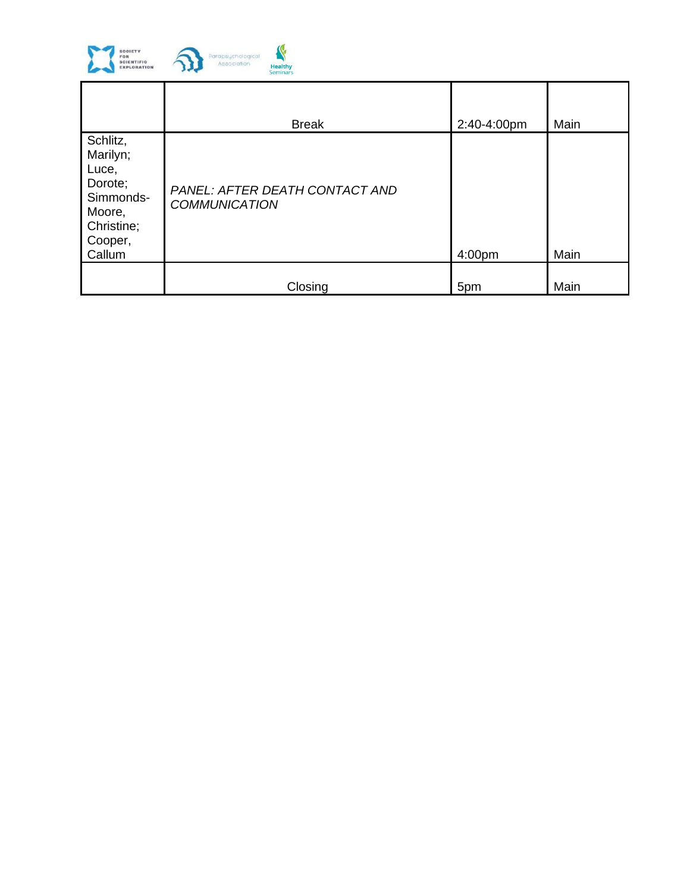| | | | |
|---|---|---|---|
| | Break | 2:40-4:00pm | Main |
| Schlitz, Marilyn; Luce, Dorote; Simmonds-Moore, Christine; Cooper, Callum | *PANEL: AFTER DEATH CONTACT AND COMMUNICATION* | 4:00pm | Main |
| | Closing | 5pm | Main |